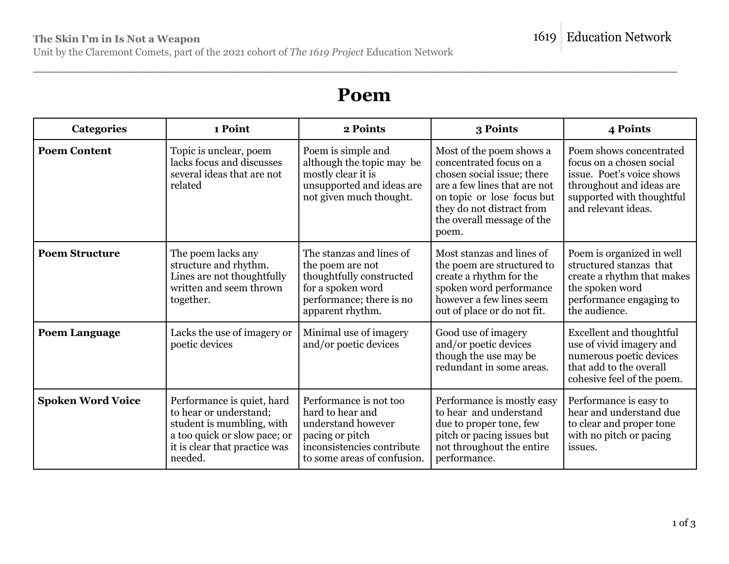# Poem

| Categories | 1 Point | 2 Points | 3 Points | 4 Points |
|---|---|---|---|---|
| **Poem Content** | Topic is unclear, poem lacks focus and discusses several ideas that are not related | Poem is simple and although the topic may be mostly clear it is unsupported and ideas are not given much thought. | Most of the poem shows a concentrated focus on a chosen social issue; there are a few lines that are not on topic or lose focus but they do not distract from the overall message of the poem. | Poem shows concentrated focus on a chosen social issue. Poet's voice shows throughout and ideas are supported with thoughtful and relevant ideas. |
| **Poem Structure** | The poem lacks any structure and rhythm. Lines are not thoughtfully written and seem thrown together. | The stanzas and lines of the poem are not thoughtfully constructed for a spoken word performance; there is no apparent rhythm. | Most stanzas and lines of the poem are structured to create a rhythm for the spoken word performance however a few lines seem out of place or do not fit. | Poem is organized in well structured stanzas that create a rhythm that makes the spoken word performance engaging to the audience. |
| **Poem Language** | Lacks the use of imagery or poetic devices | Minimal use of imagery and/or poetic devices | Good use of imagery and/or poetic devices though the use may be redundant in some areas. | Excellent and thoughtful use of vivid imagery and numerous poetic devices that add to the overall cohesive feel of the poem. |
| **Spoken Word Voice** | Performance is quiet, hard to hear or understand; student is mumbling, with a too quick or slow pace; or it is clear that practice was needed. | Performance is not too hard to hear and understand however pacing or pitch inconsistencies contribute to some areas of confusion. | Performance is mostly easy to hear and understand due to proper tone, few pitch or pacing issues but not throughout the entire performance. | Performance is easy to hear and understand due to clear and proper tone with no pitch or pacing issues. |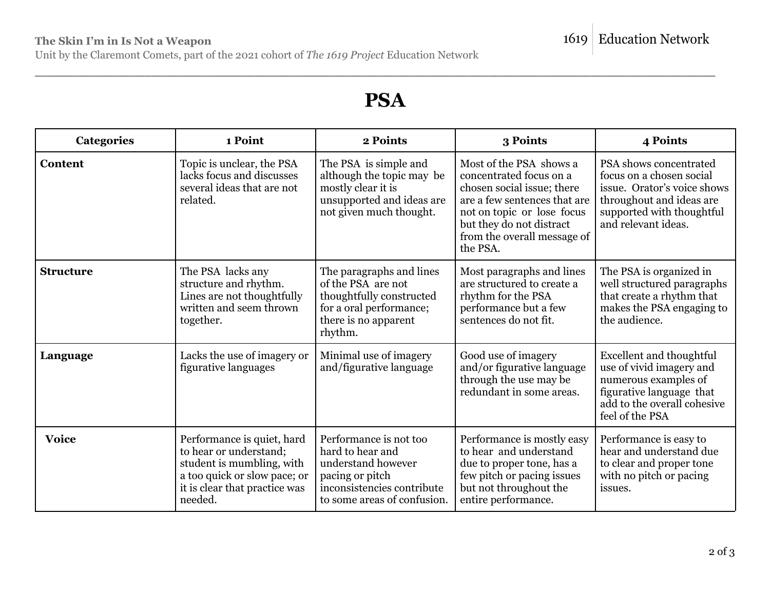# PSA

| Categories | 1 Point | 2 Points | 3 Points | 4 Points |
|---|---|---|---|---|
| **Content** | Topic is unclear, the PSA lacks focus and discusses several ideas that are not related. | The PSA is simple and although the topic may be mostly clear it is unsupported and ideas are not given much thought. | Most of the PSA shows a concentrated focus on a chosen social issue; there are a few sentences that are not on topic or lose focus but they do not distract from the overall message of the PSA. | PSA shows concentrated focus on a chosen social issue. Orator's voice shows throughout and ideas are supported with thoughtful and relevant ideas. |
| **Structure** | The PSA lacks any structure and rhythm. Lines are not thoughtfully written and seem thrown together. | The paragraphs and lines of the PSA are not thoughtfully constructed for a oral performance; there is no apparent rhythm. | Most paragraphs and lines are structured to create a rhythm for the PSA performance but a few sentences do not fit. | The PSA is organized in well structured paragraphs that create a rhythm that makes the PSA engaging to the audience. |
| **Language** | Lacks the use of imagery or figurative languages | Minimal use of imagery and/figurative language | Good use of imagery and/or figurative language through the use may be redundant in some areas. | Excellent and thoughtful use of vivid imagery and numerous examples of figurative language that add to the overall cohesive feel of the PSA |
| **Voice** | Performance is quiet, hard to hear or understand; student is mumbling, with a too quick or slow pace; or it is clear that practice was needed. | Performance is not too hard to hear and understand however pacing or pitch inconsistencies contribute to some areas of confusion. | Performance is mostly easy to hear and understand due to proper tone, has a few pitch or pacing issues but not throughout the entire performance. | Performance is easy to hear and understand due to clear and proper tone with no pitch or pacing issues. |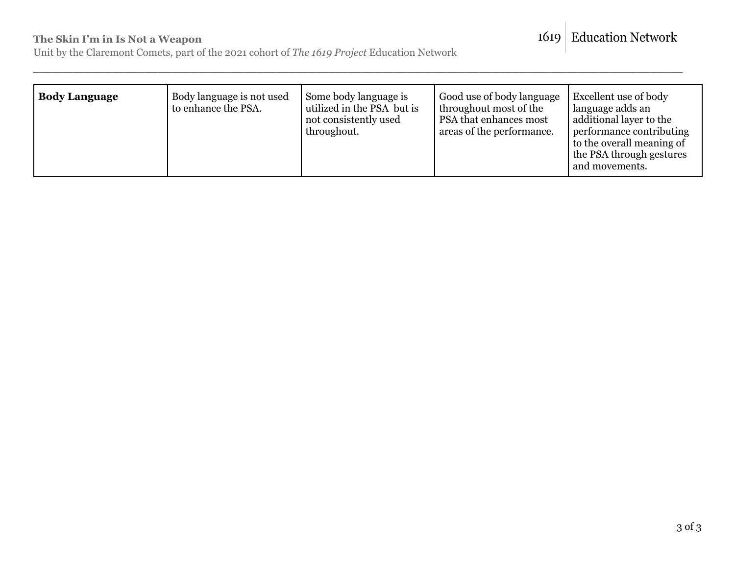| | | | | |
|---|---|---|---|---|
| **Body Language** | Body language is not used to enhance the PSA. | Some body language is utilized in the PSA but is not consistently used throughout. | Good use of body language throughout most of the PSA that enhances most areas of the performance. | Excellent use of body language adds an additional layer to the performance contributing to the overall meaning of the PSA through gestures and movements. |